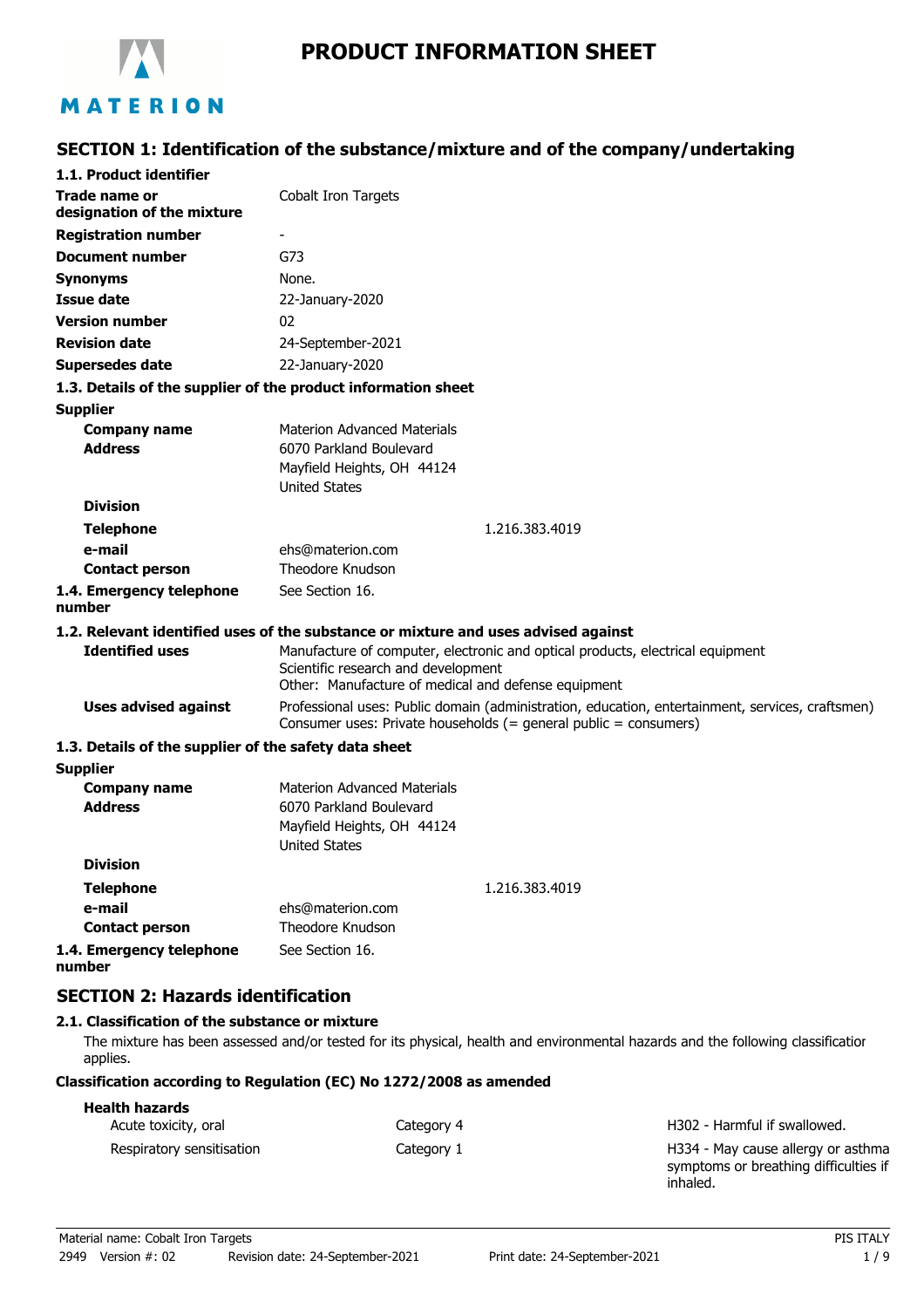MATERION

# PRODUCT INFORMATION SHEET

## SECTION 1: Identification of the substance/mixture and of the company/undertaking

### 1.1. Product identifier

| | |
|---|---|
| **Trade name or designation of the mixture** | Cobalt Iron Targets |
| **Registration number** | - |
| **Document number** | G73 |
| **Synonyms** | None. |
| **Issue date** | 22-January-2020 |
| **Version number** | 02 |
| **Revision date** | 24-September-2021 |
| **Supersedes date** | 22-January-2020 |

### 1.3. Details of the supplier of the product information sheet

**Supplier**

| | |
|---|---|
| **Company name** | Materion Advanced Materials |
| **Address** | 6070 Parkland Boulevard<br>Mayfield Heights, OH 44124<br>United States |
| **Division** | |
| **Telephone** | 1.216.383.4019 |
| **e-mail** | ehs@materion.com |
| **Contact person** | Theodore Knudson |
| **1.4. Emergency telephone number** | See Section 16. |

### 1.2. Relevant identified uses of the substance or mixture and uses advised against

| | |
|---|---|
| **Identified uses** | Manufacture of computer, electronic and optical products, electrical equipment<br>Scientific research and development<br>Other: Manufacture of medical and defense equipment |
| **Uses advised against** | Professional uses: Public domain (administration, education, entertainment, services, craftsmen)<br>Consumer uses: Private households (= general public = consumers) |

### 1.3. Details of the supplier of the safety data sheet

**Supplier**

| | |
|---|---|
| **Company name** | Materion Advanced Materials |
| **Address** | 6070 Parkland Boulevard<br>Mayfield Heights, OH 44124<br>United States |
| **Division** | |
| **Telephone** | 1.216.383.4019 |
| **e-mail** | ehs@materion.com |
| **Contact person** | Theodore Knudson |
| **1.4. Emergency telephone number** | See Section 16. |

## SECTION 2: Hazards identification

### 2.1. Classification of the substance or mixture

The mixture has been assessed and/or tested for its physical, health and environmental hazards and the following classification applies.

**Classification according to Regulation (EC) No 1272/2008 as amended**

**Health hazards**

| | | |
|---|---|---|
| Acute toxicity, oral | Category 4 | H302 - Harmful if swallowed. |
| Respiratory sensitisation | Category 1 | H334 - May cause allergy or asthma symptoms or breathing difficulties if inhaled. |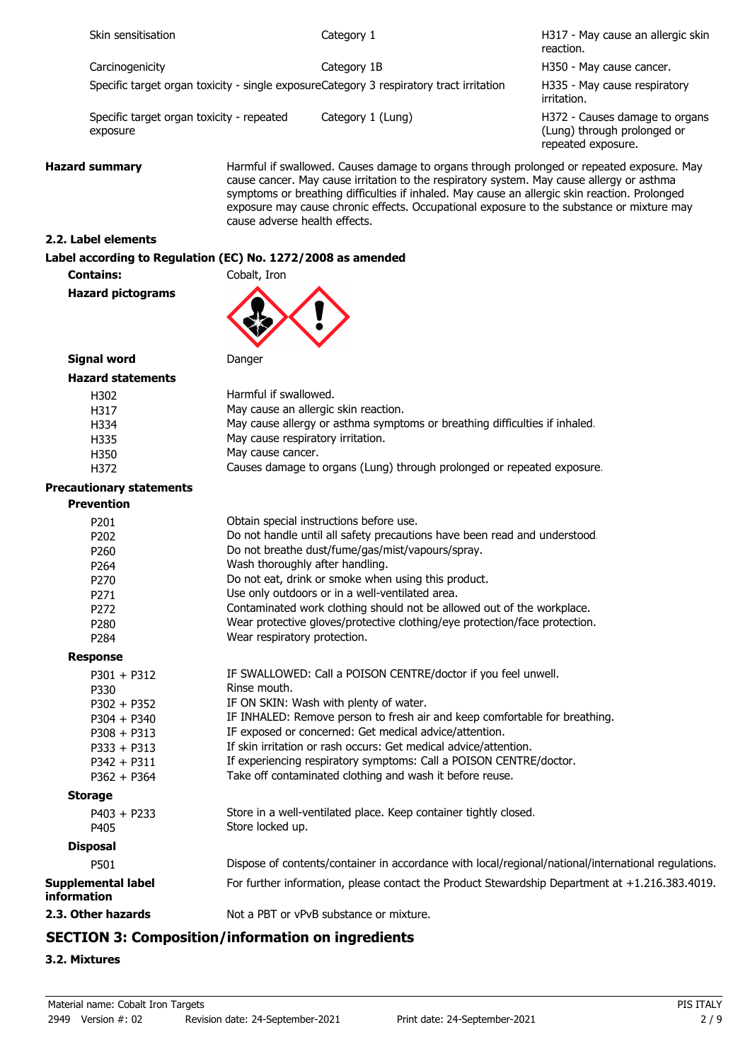| | | |
|---|---|---|
| Skin sensitisation | Category 1 | H317 - May cause an allergic skin reaction. |
| Carcinogenicity | Category 1B | H350 - May cause cancer. |
| Specific target organ toxicity - single exposure | Category 3 respiratory tract irritation | H335 - May cause respiratory irritation. |
| Specific target organ toxicity - repeated exposure | Category 1 (Lung) | H372 - Causes damage to organs (Lung) through prolonged or repeated exposure. |

**Hazard summary** Harmful if swallowed. Causes damage to organs through prolonged or repeated exposure. May cause cancer. May cause irritation to the respiratory system. May cause allergy or asthma symptoms or breathing difficulties if inhaled. May cause an allergic skin reaction. Prolonged exposure may cause chronic effects. Occupational exposure to the substance or mixture may cause adverse health effects.

### 2.2. Label elements

**Label according to Regulation (EC) No. 1272/2008 as amended**

**Contains:** Cobalt, Iron

**Hazard pictograms**

**Signal word** Danger

**Hazard statements**

| | |
|---|---|
| H302 | Harmful if swallowed. |
| H317 | May cause an allergic skin reaction. |
| H334 | May cause allergy or asthma symptoms or breathing difficulties if inhaled. |
| H335 | May cause respiratory irritation. |
| H350 | May cause cancer. |
| H372 | Causes damage to organs (Lung) through prolonged or repeated exposure. |

**Precautionary statements**

**Prevention**

| | |
|---|---|
| P201 | Obtain special instructions before use. |
| P202 | Do not handle until all safety precautions have been read and understood. |
| P260 | Do not breathe dust/fume/gas/mist/vapours/spray. |
| P264 | Wash thoroughly after handling. |
| P270 | Do not eat, drink or smoke when using this product. |
| P271 | Use only outdoors or in a well-ventilated area. |
| P272 | Contaminated work clothing should not be allowed out of the workplace. |
| P280 | Wear protective gloves/protective clothing/eye protection/face protection. |
| P284 | Wear respiratory protection. |

**Response**

| | |
|---|---|
| P301 + P312 | IF SWALLOWED: Call a POISON CENTRE/doctor if you feel unwell. |
| P330 | Rinse mouth. |
| P302 + P352 | IF ON SKIN: Wash with plenty of water. |
| P304 + P340 | IF INHALED: Remove person to fresh air and keep comfortable for breathing. |
| P308 + P313 | IF exposed or concerned: Get medical advice/attention. |
| P333 + P313 | If skin irritation or rash occurs: Get medical advice/attention. |
| P342 + P311 | If experiencing respiratory symptoms: Call a POISON CENTRE/doctor. |
| P362 + P364 | Take off contaminated clothing and wash it before reuse. |

**Storage**

| | |
|---|---|
| P403 + P233 | Store in a well-ventilated place. Keep container tightly closed. |
| P405 | Store locked up. |

**Disposal**

| | |
|---|---|
| P501 | Dispose of contents/container in accordance with local/regional/national/international regulations. |

**Supplemental label information** For further information, please contact the Product Stewardship Department at +1.216.383.4019.

**2.3. Other hazards** Not a PBT or vPvB substance or mixture.

## SECTION 3: Composition/information on ingredients

### 3.2. Mixtures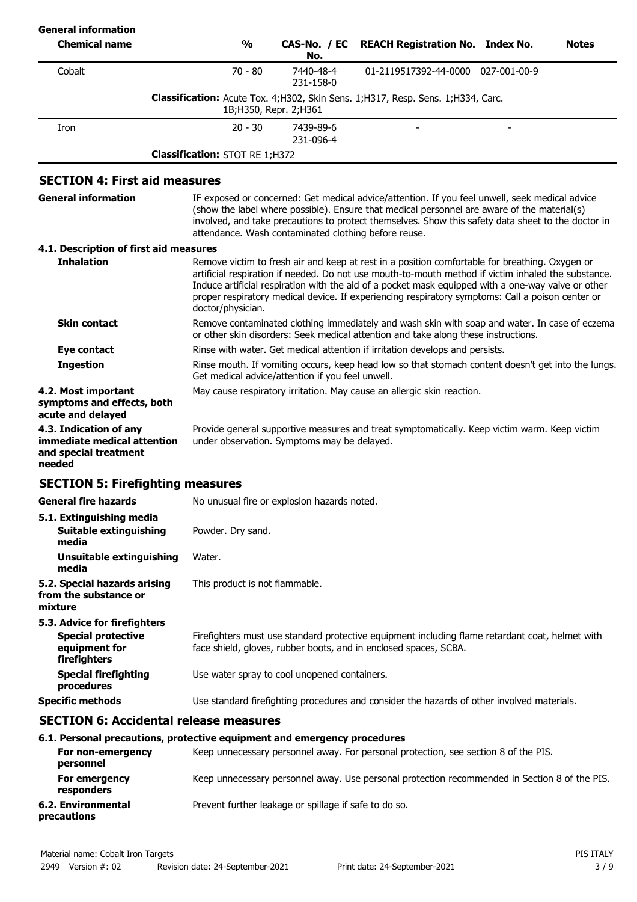**General information**

| Chemical name | % | CAS-No. / EC No. | REACH Registration No. | Index No. | Notes |
|---|---|---|---|---|---|
| Cobalt | 70 - 80 | 7440-48-4<br>231-158-0 | 01-2119517392-44-0000 | 027-001-00-9 | |
| | **Classification:** Acute Tox. 4;H302, Skin Sens. 1;H317, Resp. Sens. 1;H334, Carc. 1B;H350, Repr. 2;H361 | | | | |
| Iron | 20 - 30 | 7439-89-6<br>231-096-4 | - | - | |
| | **Classification:** STOT RE 1;H372 | | | | |

## SECTION 4: First aid measures

**General information** IF exposed or concerned: Get medical advice/attention. If you feel unwell, seek medical advice (show the label where possible). Ensure that medical personnel are aware of the material(s) involved, and take precautions to protect themselves. Show this safety data sheet to the doctor in attendance. Wash contaminated clothing before reuse.

### 4.1. Description of first aid measures

**Inhalation** Remove victim to fresh air and keep at rest in a position comfortable for breathing. Oxygen or artificial respiration if needed. Do not use mouth-to-mouth method if victim inhaled the substance. Induce artificial respiration with the aid of a pocket mask equipped with a one-way valve or other proper respiratory medical device. If experiencing respiratory symptoms: Call a poison center or doctor/physician.

**Skin contact** Remove contaminated clothing immediately and wash skin with soap and water. In case of eczema or other skin disorders: Seek medical attention and take along these instructions.

**Eye contact** Rinse with water. Get medical attention if irritation develops and persists.

**Ingestion** Rinse mouth. If vomiting occurs, keep head low so that stomach content doesn't get into the lungs. Get medical advice/attention if you feel unwell.

**4.2. Most important symptoms and effects, both acute and delayed** May cause respiratory irritation. May cause an allergic skin reaction.

**4.3. Indication of any immediate medical attention and special treatment needed** Provide general supportive measures and treat symptomatically. Keep victim warm. Keep victim under observation. Symptoms may be delayed.

## SECTION 5: Firefighting measures

**General fire hazards** No unusual fire or explosion hazards noted.

### 5.1. Extinguishing media

**Suitable extinguishing media** Powder. Dry sand.

**Unsuitable extinguishing media** Water.

**5.2. Special hazards arising from the substance or mixture** This product is not flammable.

### 5.3. Advice for firefighters

**Special protective equipment for firefighters** Firefighters must use standard protective equipment including flame retardant coat, helmet with face shield, gloves, rubber boots, and in enclosed spaces, SCBA.

**Special firefighting procedures** Use water spray to cool unopened containers.

**Specific methods** Use standard firefighting procedures and consider the hazards of other involved materials.

## SECTION 6: Accidental release measures

### 6.1. Personal precautions, protective equipment and emergency procedures

**For non-emergency personnel** Keep unnecessary personnel away. For personal protection, see section 8 of the PIS.

**For emergency responders** Keep unnecessary personnel away. Use personal protection recommended in Section 8 of the PIS.

**6.2. Environmental precautions** Prevent further leakage or spillage if safe to do so.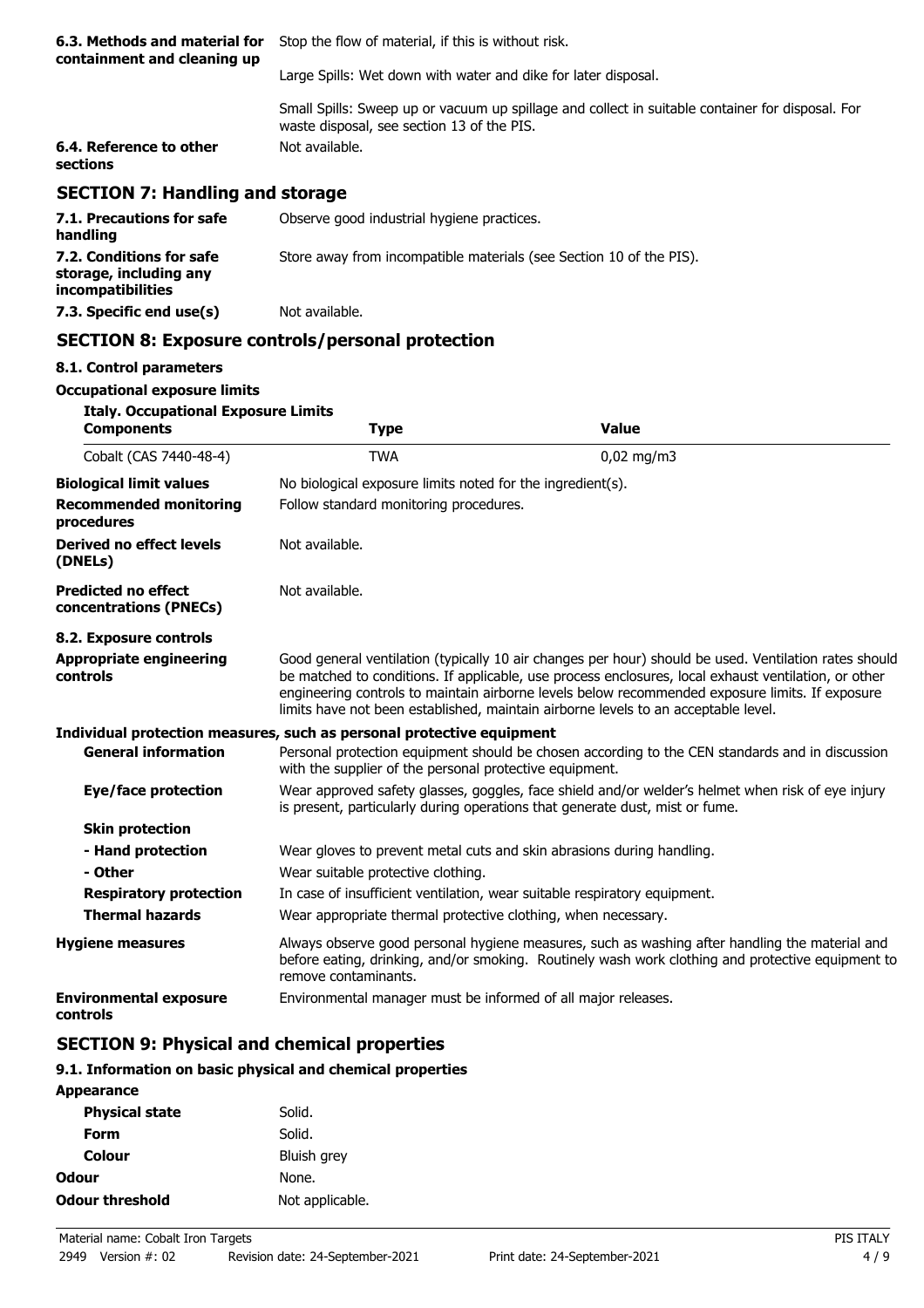| | |
|---|---|
| **6.3. Methods and material for containment and cleaning up** | Stop the flow of material, if this is without risk. |
| | Large Spills: Wet down with water and dike for later disposal. |
| | Small Spills: Sweep up or vacuum up spillage and collect in suitable container for disposal. For waste disposal, see section 13 of the PIS. |
| **6.4. Reference to other sections** | Not available. |

## SECTION 7: Handling and storage

| | |
|---|---|
| **7.1. Precautions for safe handling** | Observe good industrial hygiene practices. |
| **7.2. Conditions for safe storage, including any incompatibilities** | Store away from incompatible materials (see Section 10 of the PIS). |
| **7.3. Specific end use(s)** | Not available. |

## SECTION 8: Exposure controls/personal protection

**8.1. Control parameters**

**Occupational exposure limits**

**Italy. Occupational Exposure Limits**

| Components | Type | Value |
|---|---|---|
| Cobalt (CAS 7440-48-4) | TWA | 0,02 mg/m3 |

| | |
|---|---|
| **Biological limit values** | No biological exposure limits noted for the ingredient(s). |
| **Recommended monitoring procedures** | Follow standard monitoring procedures. |
| **Derived no effect levels (DNELs)** | Not available. |
| **Predicted no effect concentrations (PNECs)** | Not available. |

**8.2. Exposure controls**

| | |
|---|---|
| **Appropriate engineering controls** | Good general ventilation (typically 10 air changes per hour) should be used. Ventilation rates should be matched to conditions. If applicable, use process enclosures, local exhaust ventilation, or other engineering controls to maintain airborne levels below recommended exposure limits. If exposure limits have not been established, maintain airborne levels to an acceptable level. |

**Individual protection measures, such as personal protective equipment**

| | |
|---|---|
| **General information** | Personal protection equipment should be chosen according to the CEN standards and in discussion with the supplier of the personal protective equipment. |
| **Eye/face protection** | Wear approved safety glasses, goggles, face shield and/or welder's helmet when risk of eye injury is present, particularly during operations that generate dust, mist or fume. |
| **Skin protection** | |
| **- Hand protection** | Wear gloves to prevent metal cuts and skin abrasions during handling. |
| **- Other** | Wear suitable protective clothing. |
| **Respiratory protection** | In case of insufficient ventilation, wear suitable respiratory equipment. |
| **Thermal hazards** | Wear appropriate thermal protective clothing, when necessary. |
| **Hygiene measures** | Always observe good personal hygiene measures, such as washing after handling the material and before eating, drinking, and/or smoking. Routinely wash work clothing and protective equipment to remove contaminants. |
| **Environmental exposure controls** | Environmental manager must be informed of all major releases. |

## SECTION 9: Physical and chemical properties

**9.1. Information on basic physical and chemical properties**

| | |
|---|---|
| **Appearance** | |
| **Physical state** | Solid. |
| **Form** | Solid. |
| **Colour** | Bluish grey |
| **Odour** | None. |
| **Odour threshold** | Not applicable. |

Material name: Cobalt Iron Targets
2949 Version #: 02 Revision date: 24-September-2021 Print date: 24-September-2021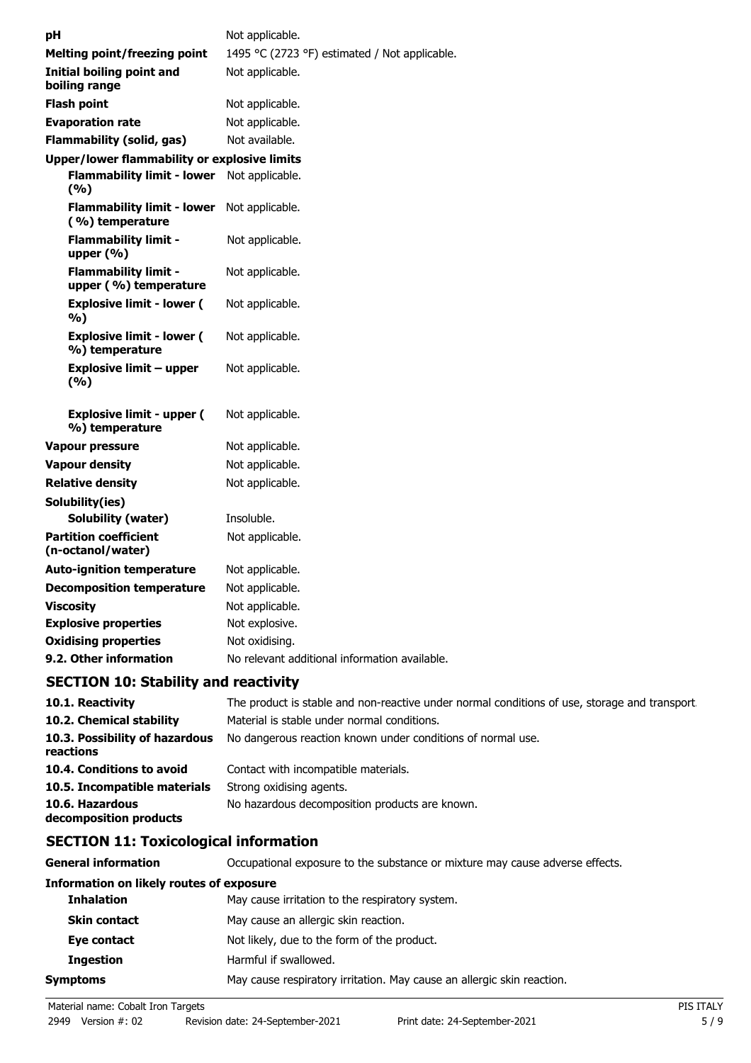| | |
|---|---|
| **pH** | Not applicable. |
| **Melting point/freezing point** | 1495 °C (2723 °F) estimated / Not applicable. |
| **Initial boiling point and boiling range** | Not applicable. |
| **Flash point** | Not applicable. |
| **Evaporation rate** | Not applicable. |
| **Flammability (solid, gas)** | Not available. |
| **Upper/lower flammability or explosive limits** | |
| **Flammability limit - lower (%)** | Not applicable. |
| **Flammability limit - lower (%) temperature** | Not applicable. |
| **Flammability limit - upper (%)** | Not applicable. |
| **Flammability limit - upper (%) temperature** | Not applicable. |
| **Explosive limit - lower (%)** | Not applicable. |
| **Explosive limit - lower (%) temperature** | Not applicable. |
| **Explosive limit – upper (%)** | Not applicable. |
| **Explosive limit - upper (%) temperature** | Not applicable. |
| **Vapour pressure** | Not applicable. |
| **Vapour density** | Not applicable. |
| **Relative density** | Not applicable. |
| **Solubility(ies)** | |
| **Solubility (water)** | Insoluble. |
| **Partition coefficient (n-octanol/water)** | Not applicable. |
| **Auto-ignition temperature** | Not applicable. |
| **Decomposition temperature** | Not applicable. |
| **Viscosity** | Not applicable. |
| **Explosive properties** | Not explosive. |
| **Oxidising properties** | Not oxidising. |
| **9.2. Other information** | No relevant additional information available. |

## SECTION 10: Stability and reactivity

| | |
|---|---|
| **10.1. Reactivity** | The product is stable and non-reactive under normal conditions of use, storage and transport. |
| **10.2. Chemical stability** | Material is stable under normal conditions. |
| **10.3. Possibility of hazardous reactions** | No dangerous reaction known under conditions of normal use. |
| **10.4. Conditions to avoid** | Contact with incompatible materials. |
| **10.5. Incompatible materials** | Strong oxidising agents. |
| **10.6. Hazardous decomposition products** | No hazardous decomposition products are known. |

## SECTION 11: Toxicological information

| | |
|---|---|
| **General information** | Occupational exposure to the substance or mixture may cause adverse effects. |
| **Information on likely routes of exposure** | |
| **Inhalation** | May cause irritation to the respiratory system. |
| **Skin contact** | May cause an allergic skin reaction. |
| **Eye contact** | Not likely, due to the form of the product. |
| **Ingestion** | Harmful if swallowed. |
| **Symptoms** | May cause respiratory irritation. May cause an allergic skin reaction. |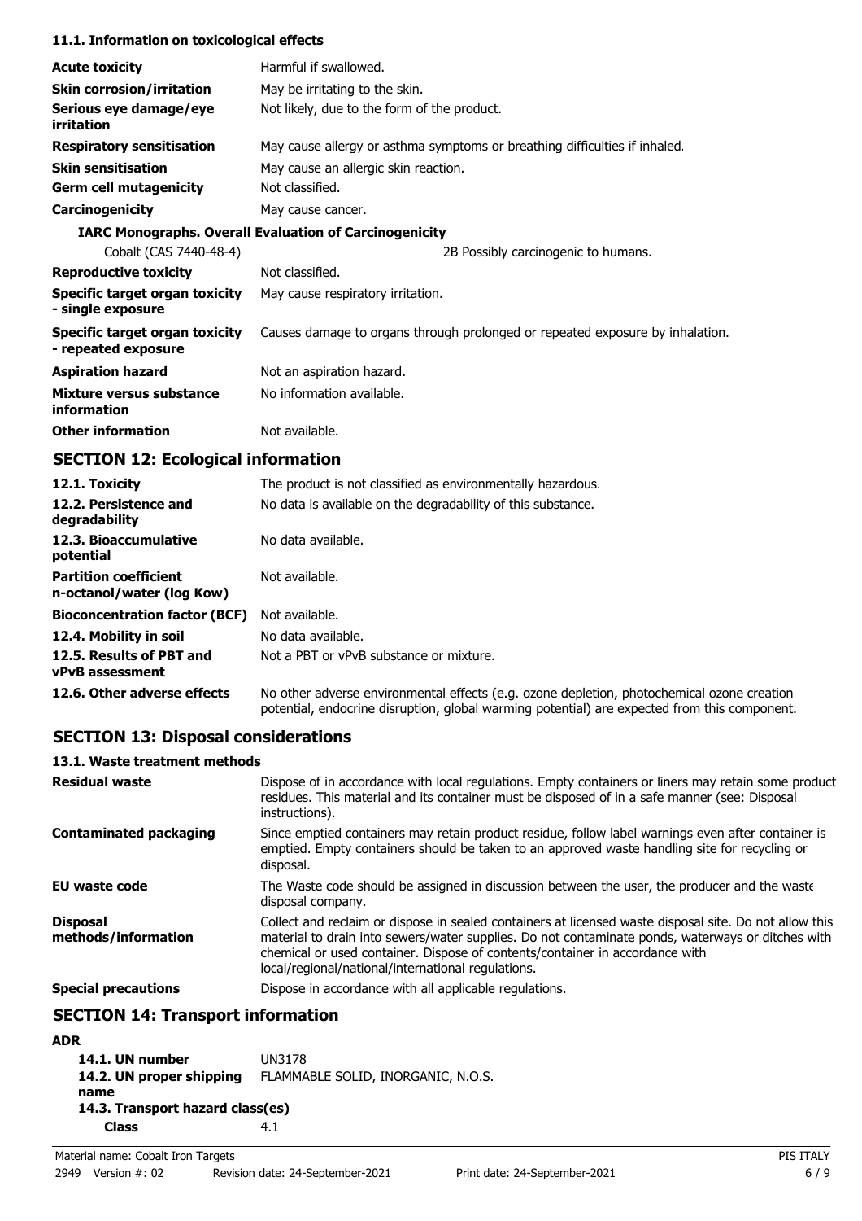### 11.1. Information on toxicological effects

| | |
|---|---|
| **Acute toxicity** | Harmful if swallowed. |
| **Skin corrosion/irritation** | May be irritating to the skin. |
| **Serious eye damage/eye irritation** | Not likely, due to the form of the product. |
| **Respiratory sensitisation** | May cause allergy or asthma symptoms or breathing difficulties if inhaled. |
| **Skin sensitisation** | May cause an allergic skin reaction. |
| **Germ cell mutagenicity** | Not classified. |
| **Carcinogenicity** | May cause cancer. |

**IARC Monographs. Overall Evaluation of Carcinogenicity**

| | |
|---|---|
| Cobalt (CAS 7440-48-4) | 2B Possibly carcinogenic to humans. |

| | |
|---|---|
| **Reproductive toxicity** | Not classified. |
| **Specific target organ toxicity - single exposure** | May cause respiratory irritation. |
| **Specific target organ toxicity - repeated exposure** | Causes damage to organs through prolonged or repeated exposure by inhalation. |
| **Aspiration hazard** | Not an aspiration hazard. |
| **Mixture versus substance information** | No information available. |
| **Other information** | Not available. |

## SECTION 12: Ecological information

| | |
|---|---|
| **12.1. Toxicity** | The product is not classified as environmentally hazardous. |
| **12.2. Persistence and degradability** | No data is available on the degradability of this substance. |
| **12.3. Bioaccumulative potential** | No data available. |
| **Partition coefficient n-octanol/water (log Kow)** | Not available. |
| **Bioconcentration factor (BCF)** | Not available. |
| **12.4. Mobility in soil** | No data available. |
| **12.5. Results of PBT and vPvB assessment** | Not a PBT or vPvB substance or mixture. |
| **12.6. Other adverse effects** | No other adverse environmental effects (e.g. ozone depletion, photochemical ozone creation potential, endocrine disruption, global warming potential) are expected from this component. |

## SECTION 13: Disposal considerations

### 13.1. Waste treatment methods

| | |
|---|---|
| **Residual waste** | Dispose of in accordance with local regulations. Empty containers or liners may retain some product residues. This material and its container must be disposed of in a safe manner (see: Disposal instructions). |
| **Contaminated packaging** | Since emptied containers may retain product residue, follow label warnings even after container is emptied. Empty containers should be taken to an approved waste handling site for recycling or disposal. |
| **EU waste code** | The Waste code should be assigned in discussion between the user, the producer and the waste disposal company. |
| **Disposal methods/information** | Collect and reclaim or dispose in sealed containers at licensed waste disposal site. Do not allow this material to drain into sewers/water supplies. Do not contaminate ponds, waterways or ditches with chemical or used container. Dispose of contents/container in accordance with local/regional/national/international regulations. |
| **Special precautions** | Dispose in accordance with all applicable regulations. |

## SECTION 14: Transport information

**ADR**

| | |
|---|---|
| **14.1. UN number** | UN3178 |
| **14.2. UN proper shipping name** | FLAMMABLE SOLID, INORGANIC, N.O.S. |
| **14.3. Transport hazard class(es)** | |
| **Class** | 4.1 |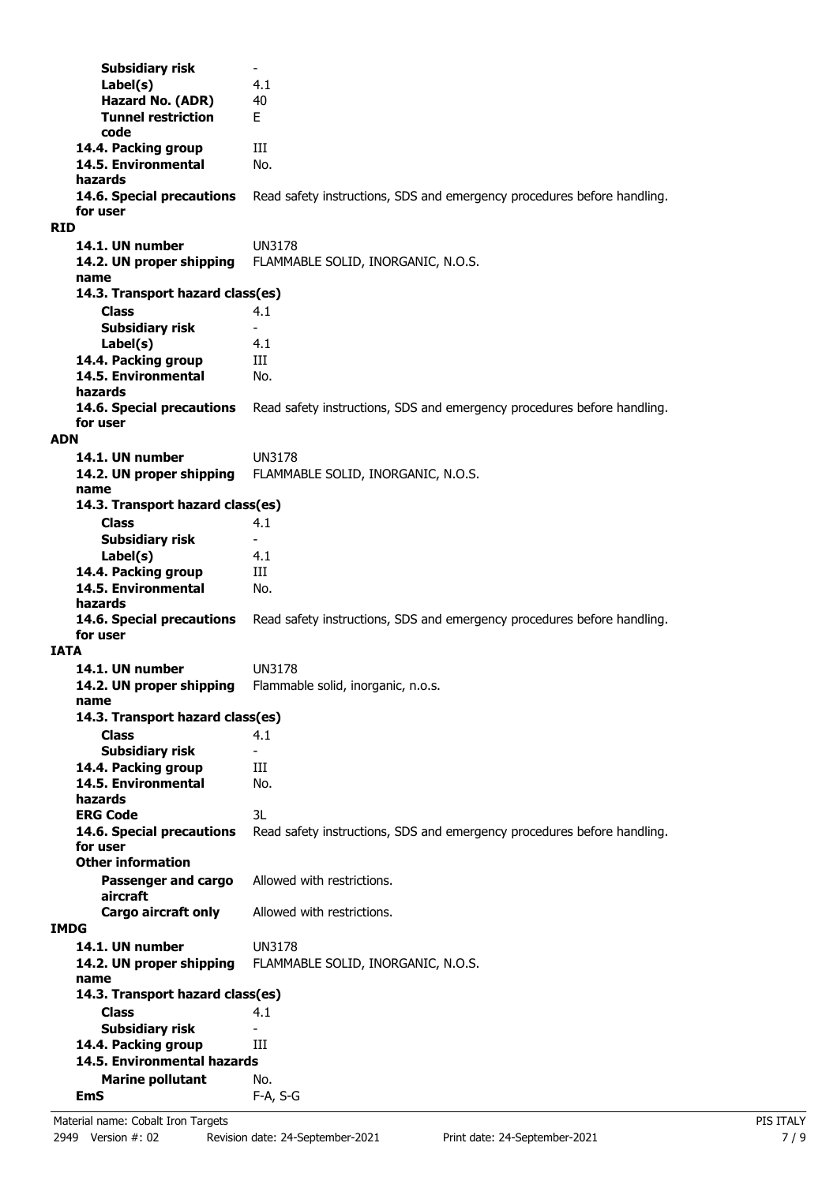| | |
|---|---|
| **Subsidiary risk** | - |
| **Label(s)** | 4.1 |
| **Hazard No. (ADR)** | 40 |
| **Tunnel restriction code** | E |
| **14.4. Packing group** | III |
| **14.5. Environmental hazards** | No. |
| **14.6. Special precautions for user** | Read safety instructions, SDS and emergency procedures before handling. |

**RID**

| | |
|---|---|
| **14.1. UN number** | UN3178 |
| **14.2. UN proper shipping name** | FLAMMABLE SOLID, INORGANIC, N.O.S. |
| **14.3. Transport hazard class(es)** | |
| **Class** | 4.1 |
| **Subsidiary risk** | - |
| **Label(s)** | 4.1 |
| **14.4. Packing group** | III |
| **14.5. Environmental hazards** | No. |
| **14.6. Special precautions for user** | Read safety instructions, SDS and emergency procedures before handling. |

**ADN**

| | |
|---|---|
| **14.1. UN number** | UN3178 |
| **14.2. UN proper shipping name** | FLAMMABLE SOLID, INORGANIC, N.O.S. |
| **14.3. Transport hazard class(es)** | |
| **Class** | 4.1 |
| **Subsidiary risk** | - |
| **Label(s)** | 4.1 |
| **14.4. Packing group** | III |
| **14.5. Environmental hazards** | No. |
| **14.6. Special precautions for user** | Read safety instructions, SDS and emergency procedures before handling. |

**IATA**

| | |
|---|---|
| **14.1. UN number** | UN3178 |
| **14.2. UN proper shipping name** | Flammable solid, inorganic, n.o.s. |
| **14.3. Transport hazard class(es)** | |
| **Class** | 4.1 |
| **Subsidiary risk** | - |
| **14.4. Packing group** | III |
| **14.5. Environmental hazards** | No. |
| **ERG Code** | 3L |
| **14.6. Special precautions for user** | Read safety instructions, SDS and emergency procedures before handling. |
| **Other information** | |
| **Passenger and cargo aircraft** | Allowed with restrictions. |
| **Cargo aircraft only** | Allowed with restrictions. |

**IMDG**

| | |
|---|---|
| **14.1. UN number** | UN3178 |
| **14.2. UN proper shipping name** | FLAMMABLE SOLID, INORGANIC, N.O.S. |
| **14.3. Transport hazard class(es)** | |
| **Class** | 4.1 |
| **Subsidiary risk** | - |
| **14.4. Packing group** | III |
| **14.5. Environmental hazards** | |
| **Marine pollutant** | No. |
| **EmS** | F-A, S-G |

Material name: Cobalt Iron Targets
2949 Version #: 02 Revision date: 24-September-2021 Print date: 24-September-2021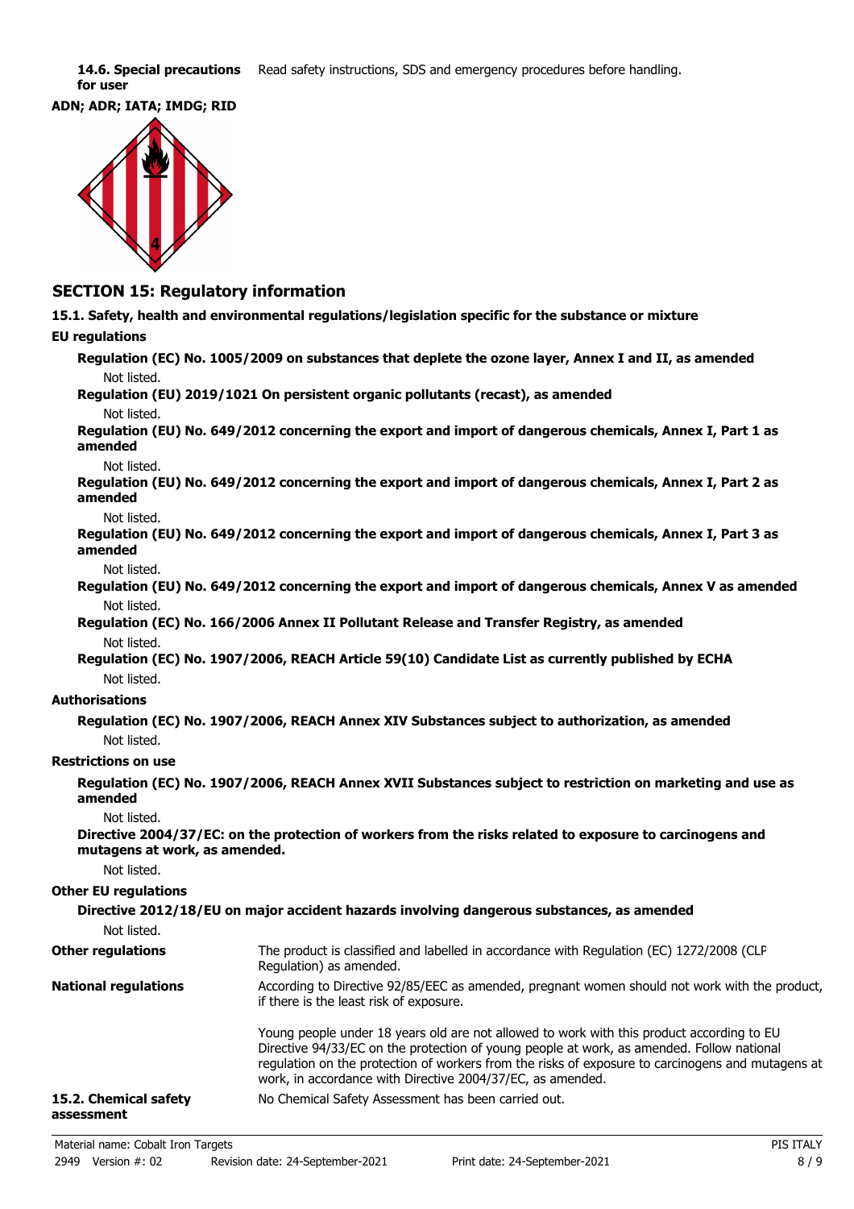**14.6. Special precautions for user** Read safety instructions, SDS and emergency procedures before handling.

**ADN; ADR; IATA; IMDG; RID**

## SECTION 15: Regulatory information

**15.1. Safety, health and environmental regulations/legislation specific for the substance or mixture**

**EU regulations**

**Regulation (EC) No. 1005/2009 on substances that deplete the ozone layer, Annex I and II, as amended**

Not listed.

**Regulation (EU) 2019/1021 On persistent organic pollutants (recast), as amended**

Not listed.

**Regulation (EU) No. 649/2012 concerning the export and import of dangerous chemicals, Annex I, Part 1 as amended**

Not listed.

**Regulation (EU) No. 649/2012 concerning the export and import of dangerous chemicals, Annex I, Part 2 as amended**

Not listed.

**Regulation (EU) No. 649/2012 concerning the export and import of dangerous chemicals, Annex I, Part 3 as amended**

Not listed.

**Regulation (EU) No. 649/2012 concerning the export and import of dangerous chemicals, Annex V as amended**

Not listed.

**Regulation (EC) No. 166/2006 Annex II Pollutant Release and Transfer Registry, as amended**

Not listed.

**Regulation (EC) No. 1907/2006, REACH Article 59(10) Candidate List as currently published by ECHA**

Not listed.

**Authorisations**

**Regulation (EC) No. 1907/2006, REACH Annex XIV Substances subject to authorization, as amended**

Not listed.

**Restrictions on use**

**Regulation (EC) No. 1907/2006, REACH Annex XVII Substances subject to restriction on marketing and use as amended**

Not listed.

**Directive 2004/37/EC: on the protection of workers from the risks related to exposure to carcinogens and mutagens at work, as amended.**

Not listed.

**Other EU regulations**

**Directive 2012/18/EU on major accident hazards involving dangerous substances, as amended**

Not listed.

**Other regulations** The product is classified and labelled in accordance with Regulation (EC) 1272/2008 (CLP Regulation) as amended.

**National regulations** According to Directive 92/85/EEC as amended, pregnant women should not work with the product, if there is the least risk of exposure.

Young people under 18 years old are not allowed to work with this product according to EU Directive 94/33/EC on the protection of young people at work, as amended. Follow national regulation on the protection of workers from the risks of exposure to carcinogens and mutagens at work, in accordance with Directive 2004/37/EC, as amended.

**15.2. Chemical safety assessment** No Chemical Safety Assessment has been carried out.

Material name: Cobalt Iron Targets

2949 Version #: 02 Revision date: 24-September-2021 Print date: 24-September-2021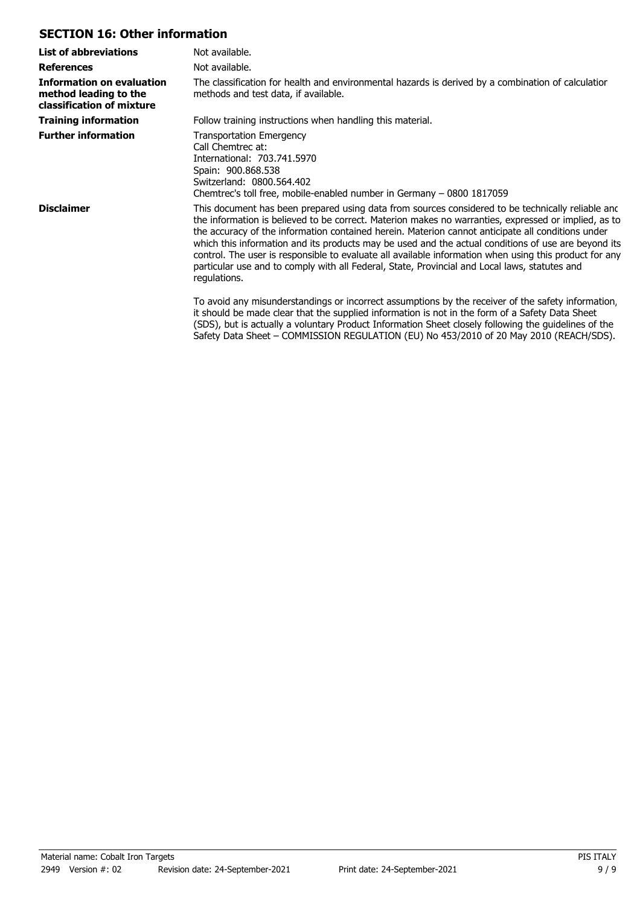## SECTION 16: Other information

| | |
|---|---|
| **List of abbreviations** | Not available. |
| **References** | Not available. |
| **Information on evaluation method leading to the classification of mixture** | The classification for health and environmental hazards is derived by a combination of calculatior methods and test data, if available. |
| **Training information** | Follow training instructions when handling this material. |
| **Further information** | Transportation Emergency<br>Call Chemtrec at:<br>International: 703.741.5970<br>Spain: 900.868.538<br>Switzerland: 0800.564.402<br>Chemtrec's toll free, mobile-enabled number in Germany – 0800 1817059 |
| **Disclaimer** | This document has been prepared using data from sources considered to be technically reliable anc the information is believed to be correct. Materion makes no warranties, expressed or implied, as to the accuracy of the information contained herein. Materion cannot anticipate all conditions under which this information and its products may be used and the actual conditions of use are beyond its control. The user is responsible to evaluate all available information when using this product for any particular use and to comply with all Federal, State, Provincial and Local laws, statutes and regulations.<br><br>To avoid any misunderstandings or incorrect assumptions by the receiver of the safety information, it should be made clear that the supplied information is not in the form of a Safety Data Sheet (SDS), but is actually a voluntary Product Information Sheet closely following the guidelines of the Safety Data Sheet – COMMISSION REGULATION (EU) No 453/2010 of 20 May 2010 (REACH/SDS). |